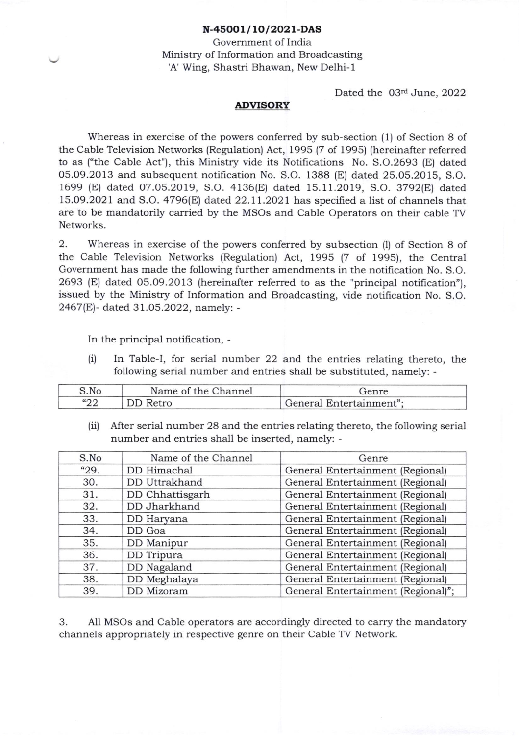**N-45001/10/2021-DAS**

Government of India
Ministry of Information and Broadcasting
'A' Wing, Shastri Bhawan, New Delhi-1

Dated the 03rd June, 2022

## ADVISORY

Whereas in exercise of the powers conferred by sub-section (1) of Section 8 of the Cable Television Networks (Regulation) Act, 1995 (7 of 1995) (hereinafter referred to as ("the Cable Act"), this Ministry vide its Notifications No. S.O.2693 (E) dated 05.09.2013 and subsequent notification No. S.O. 1388 (E) dated 25.05.2015, S.O. 1699 (E) dated 07.05.2019, S.O. 4136(E) dated 15.11.2019, S.O. 3792(E) dated 15.09.2021 and S.O. 4796(E) dated 22.11.2021 has specified a list of channels that are to be mandatorily carried by the MSOs and Cable Operators on their cable TV Networks.

2. Whereas in exercise of the powers conferred by subsection (l) of Section 8 of the Cable Television Networks (Regulation) Act, 1995 (7 of 1995), the Central Government has made the following further amendments in the notification No. S.O. 2693 (E) dated 05.09.2013 (hereinafter referred to as the "principal notification"), issued by the Ministry of Information and Broadcasting, vide notification No. S.O. 2467(E)- dated 31.05.2022, namely: -

In the principal notification, -

(i) In Table-I, for serial number 22 and the entries relating thereto, the following serial number and entries shall be substituted, namely: -

| S.No | Name of the Channel | Genre |
|---|---|---|
| "22 | DD Retro | General Entertainment"; |

(ii) After serial number 28 and the entries relating thereto, the following serial number and entries shall be inserted, namely: -

| S.No | Name of the Channel | Genre |
|---|---|---|
| "29. | DD Himachal | General Entertainment (Regional) |
| 30. | DD Uttrakhand | General Entertainment (Regional) |
| 31. | DD Chhattisgarh | General Entertainment (Regional) |
| 32. | DD Jharkhand | General Entertainment (Regional) |
| 33. | DD Haryana | General Entertainment (Regional) |
| 34. | DD Goa | General Entertainment (Regional) |
| 35. | DD Manipur | General Entertainment (Regional) |
| 36. | DD Tripura | General Entertainment (Regional) |
| 37. | DD Nagaland | General Entertainment (Regional) |
| 38. | DD Meghalaya | General Entertainment (Regional) |
| 39. | DD Mizoram | General Entertainment (Regional)"; |

3. All MSOs and Cable operators are accordingly directed to carry the mandatory channels appropriately in respective genre on their Cable TV Network.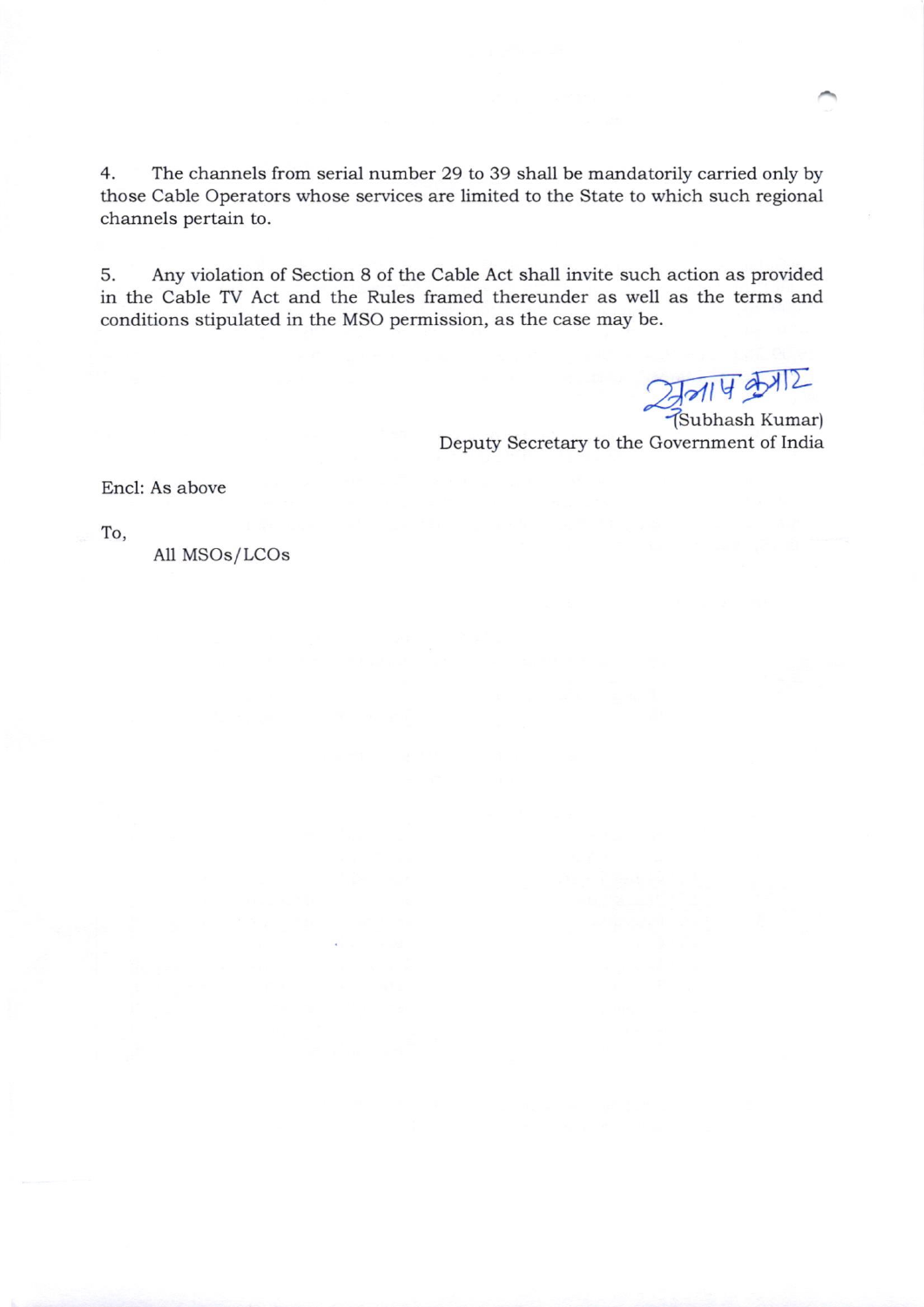4. The channels from serial number 29 to 39 shall be mandatorily carried only by those Cable Operators whose services are limited to the State to which such regional channels pertain to.

5. Any violation of Section 8 of the Cable Act shall invite such action as provided in the Cable TV Act and the Rules framed thereunder as well as the terms and conditions stipulated in the MSO permission, as the case may be.

(Subhash Kumar)
Deputy Secretary to the Government of India

Encl: As above

To,

All MSOs/LCOs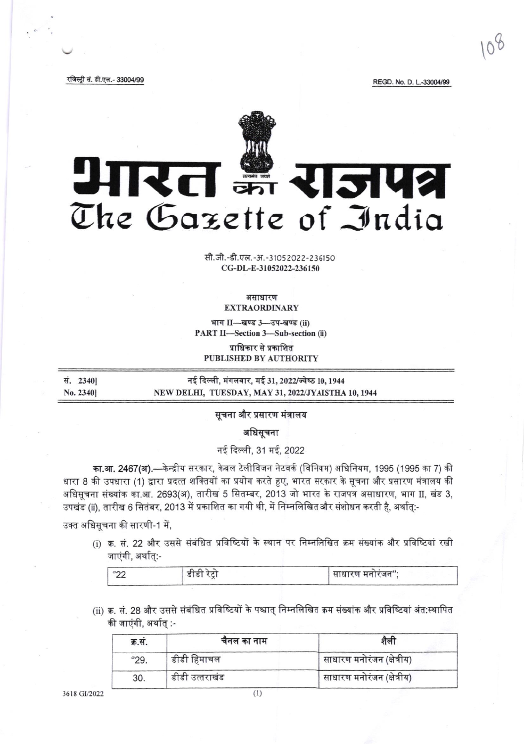रजिस्ट्री सं. डी.एल.- 33004/99 REGD. No. D. L.-33004/99

# भारत का राजपत्र
# The Gazette of India

सी.जी.-डी.एल.-अ.-31052022-236150
CG-DL-E-31052022-236150

असाधारण
EXTRAORDINARY

भाग II—खण्ड 3—उप-खण्ड (ii)
PART II—Section 3—Sub-section (ii)

प्राधिकार से प्रकाशित
PUBLISHED BY AUTHORITY

सं. 2340] नई दिल्ली, मंगलवार, मई 31, 2022/ज्येष्ठ 10, 1944
No. 2340] NEW DELHI, TUESDAY, MAY 31, 2022/JYAISTHA 10, 1944

## सूचना और प्रसारण मंत्रालय

### अधिसूचना

नई दिल्ली, 31 मई, 2022

**का.आ. 2467(अ).**—केन्द्रीय सरकार, केबल टेलीविजन नेटवर्क (विनियम) अधिनियम, 1995 (1995 का 7) की धारा 8 की उपधारा (1) द्वारा प्रदत्त शक्तियों का प्रयोग करते हुए, भारत सरकार के सूचना और प्रसारण मंत्रालय की अधिसूचना संख्यांक का.आ. 2693(अ), तारीख 5 सितम्बर, 2013 जो भारत के राजपत्र असाधारण, भाग II, खंड 3, उपखंड (ii), तारीख 6 सितंबर, 2013 में प्रकाशित का गयी थी, में निम्नलिखित और संशोधन करती है, अर्थात्:-

उक्त अधिसूचना की सारणी-1 में,

(i) क्र. सं. 22 और उससे संबंधित प्रविष्टियों के स्थान पर निम्नलिखित क्रम संख्यांक और प्रविष्टियां रखी जाएंगी, अर्थात्:-

| | | |
|---|---|---|
| "22 | डीडी रेट्रो | साधारण मनोरंजन"; |

(ii) क्र. सं. 28 और उससे संबंधित प्रविष्टियों के पश्चात् निम्नलिखित क्रम संख्यांक और प्रविष्टियां अंत:स्थापित की जाएंगी, अर्थात् :-

| क्र.सं. | चैनल का नाम | शैली |
|---|---|---|
| "29. | डीडी हिमाचल | साधारण मनोरंजन (क्षेत्रीय) |
| 30. | डीडी उत्तराखंड | साधारण मनोरंजन (क्षेत्रीय) |

3618 GI/2022